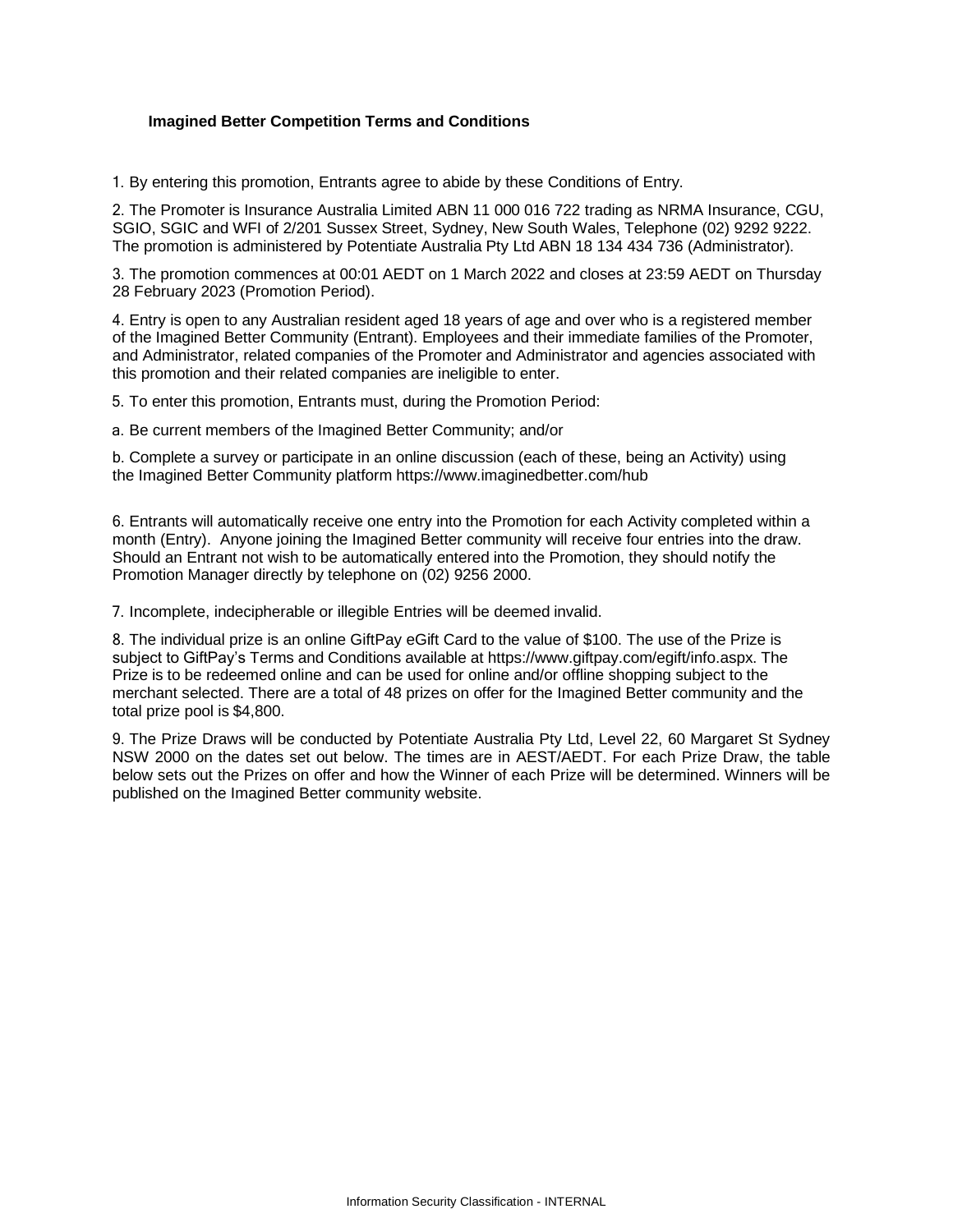**Imagined Better Competition Terms and Conditions**

1. By entering this promotion, Entrants agree to abide by these Conditions of Entry.

2. The Promoter is Insurance Australia Limited ABN 11 000 016 722 trading as NRMA Insurance, CGU, SGIO, SGIC and WFI of 2/201 Sussex Street, Sydney, New South Wales, Telephone (02) 9292 9222. The promotion is administered by Potentiate Australia Pty Ltd ABN 18 134 434 736 (Administrator).

3. The promotion commences at 00:01 AEDT on 1 March 2022 and closes at 23:59 AEDT on Thursday 28 February 2023 (Promotion Period).

4. Entry is open to any Australian resident aged 18 years of age and over who is a registered member of the Imagined Better Community (Entrant). Employees and their immediate families of the Promoter, and Administrator, related companies of the Promoter and Administrator and agencies associated with this promotion and their related companies are ineligible to enter.

5. To enter this promotion, Entrants must, during the Promotion Period:

a. Be current members of the Imagined Better Community; and/or

b. Complete a survey or participate in an online discussion (each of these, being an Activity) using the Imagined Better Community platform https://www.imaginedbetter.com/hub

6. Entrants will automatically receive one entry into the Promotion for each Activity completed within a month (Entry). Anyone joining the Imagined Better community will receive four entries into the draw. Should an Entrant not wish to be automatically entered into the Promotion, they should notify the Promotion Manager directly by telephone on (02) 9256 2000.

7. Incomplete, indecipherable or illegible Entries will be deemed invalid.

8. The individual prize is an online GiftPay eGift Card to the value of $100. The use of the Prize is subject to GiftPay's Terms and Conditions available at https://www.giftpay.com/egift/info.aspx. The Prize is to be redeemed online and can be used for online and/or offline shopping subject to the merchant selected. There are a total of 48 prizes on offer for the Imagined Better community and the total prize pool is $4,800.

9. The Prize Draws will be conducted by Potentiate Australia Pty Ltd, Level 22, 60 Margaret St Sydney NSW 2000 on the dates set out below. The times are in AEST/AEDT. For each Prize Draw, the table below sets out the Prizes on offer and how the Winner of each Prize will be determined. Winners will be published on the Imagined Better community website.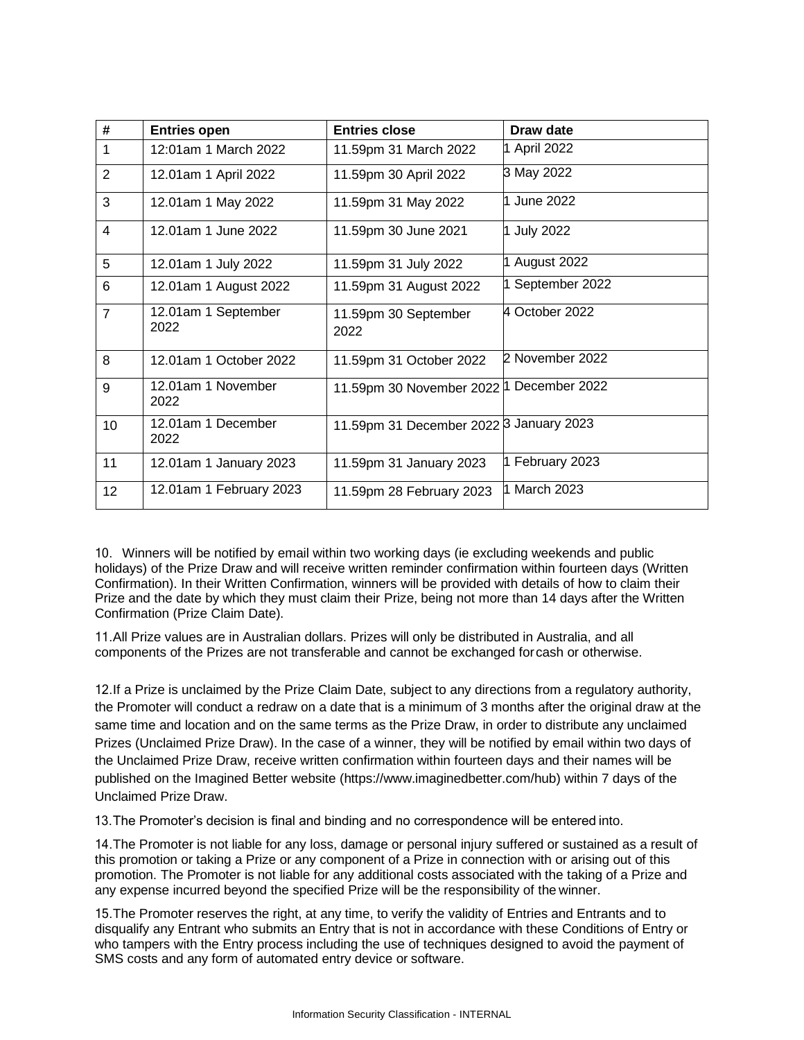| # | Entries open | Entries close | Draw date |
| --- | --- | --- | --- |
| 1 | 12:01am 1 March 2022 | 11.59pm 31 March 2022 | 1 April 2022 |
| 2 | 12.01am 1 April 2022 | 11.59pm 30 April 2022 | 3 May 2022 |
| 3 | 12.01am 1 May 2022 | 11.59pm 31 May 2022 | 1 June 2022 |
| 4 | 12.01am 1 June 2022 | 11.59pm 30 June 2021 | 1 July 2022 |
| 5 | 12.01am 1 July 2022 | 11.59pm 31 July 2022 | 1 August 2022 |
| 6 | 12.01am 1 August 2022 | 11.59pm 31 August 2022 | 1 September 2022 |
| 7 | 12.01am 1 September 2022 | 11.59pm 30 September 2022 | 4 October 2022 |
| 8 | 12.01am 1 October 2022 | 11.59pm 31 October 2022 | 2 November 2022 |
| 9 | 12.01am 1 November 2022 | 11.59pm 30 November 2022 | 1 December 2022 |
| 10 | 12.01am 1 December 2022 | 11.59pm 31 December 2022 | 3 January 2023 |
| 11 | 12.01am 1 January 2023 | 11.59pm 31 January 2023 | 1 February 2023 |
| 12 | 12.01am 1 February 2023 | 11.59pm 28 February 2023 | 1 March 2023 |

10. Winners will be notified by email within two working days (ie excluding weekends and public holidays) of the Prize Draw and will receive written reminder confirmation within fourteen days (Written Confirmation). In their Written Confirmation, winners will be provided with details of how to claim their Prize and the date by which they must claim their Prize, being not more than 14 days after the Written Confirmation (Prize Claim Date).

11. All Prize values are in Australian dollars. Prizes will only be distributed in Australia, and all components of the Prizes are not transferable and cannot be exchanged for cash or otherwise.

12. If a Prize is unclaimed by the Prize Claim Date, subject to any directions from a regulatory authority, the Promoter will conduct a redraw on a date that is a minimum of 3 months after the original draw at the same time and location and on the same terms as the Prize Draw, in order to distribute any unclaimed Prizes (Unclaimed Prize Draw). In the case of a winner, they will be notified by email within two days of the Unclaimed Prize Draw, receive written confirmation within fourteen days and their names will be published on the Imagined Better website (https://www.imaginedbetter.com/hub) within 7 days of the Unclaimed Prize Draw.

13. The Promoter's decision is final and binding and no correspondence will be entered into.

14. The Promoter is not liable for any loss, damage or personal injury suffered or sustained as a result of this promotion or taking a Prize or any component of a Prize in connection with or arising out of this promotion. The Promoter is not liable for any additional costs associated with the taking of a Prize and any expense incurred beyond the specified Prize will be the responsibility of the winner.

15. The Promoter reserves the right, at any time, to verify the validity of Entries and Entrants and to disqualify any Entrant who submits an Entry that is not in accordance with these Conditions of Entry or who tampers with the Entry process including the use of techniques designed to avoid the payment of SMS costs and any form of automated entry device or software.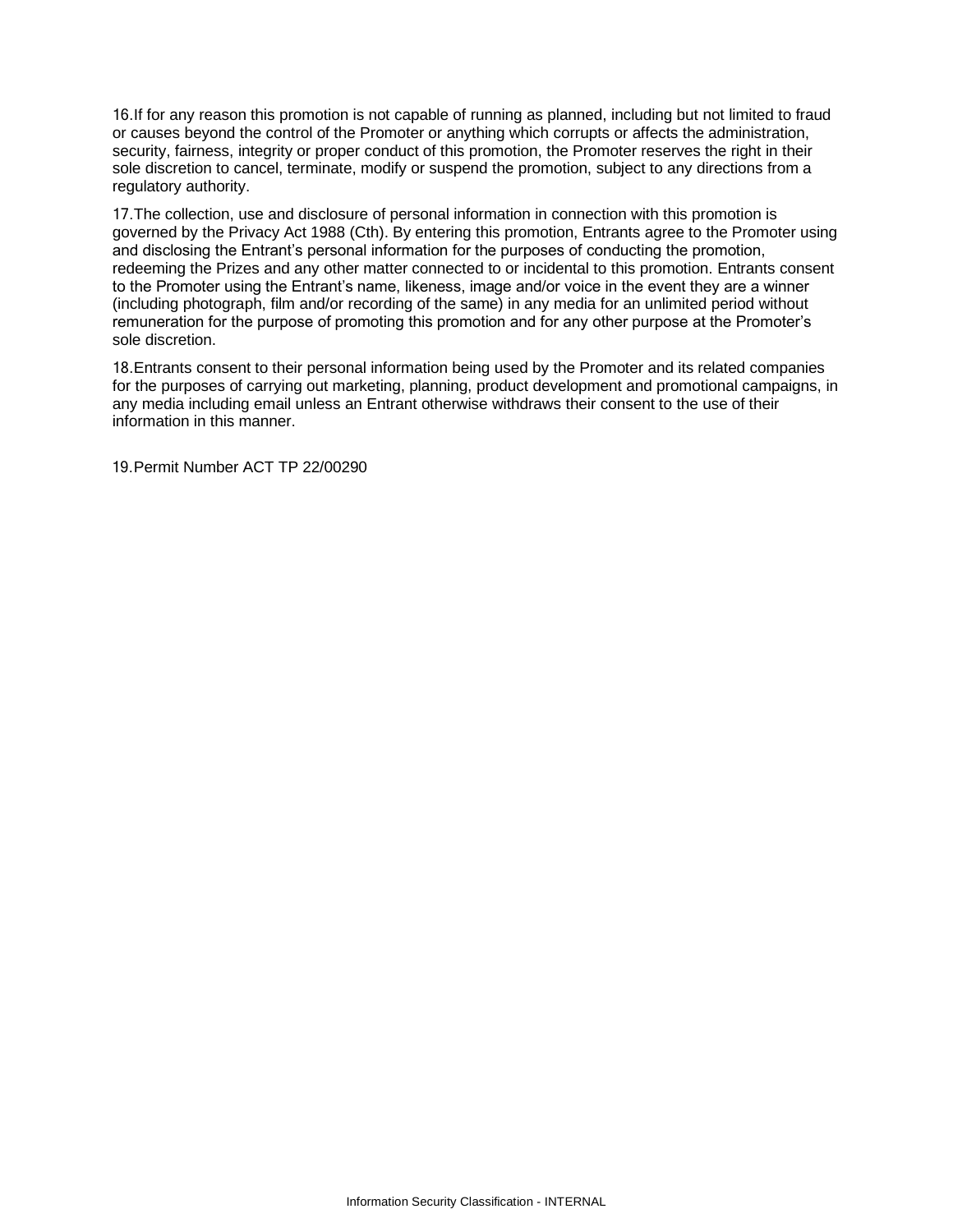16. If for any reason this promotion is not capable of running as planned, including but not limited to fraud or causes beyond the control of the Promoter or anything which corrupts or affects the administration, security, fairness, integrity or proper conduct of this promotion, the Promoter reserves the right in their sole discretion to cancel, terminate, modify or suspend the promotion, subject to any directions from a regulatory authority.

17. The collection, use and disclosure of personal information in connection with this promotion is governed by the Privacy Act 1988 (Cth). By entering this promotion, Entrants agree to the Promoter using and disclosing the Entrant's personal information for the purposes of conducting the promotion, redeeming the Prizes and any other matter connected to or incidental to this promotion. Entrants consent to the Promoter using the Entrant's name, likeness, image and/or voice in the event they are a winner (including photograph, film and/or recording of the same) in any media for an unlimited period without remuneration for the purpose of promoting this promotion and for any other purpose at the Promoter's sole discretion.

18. Entrants consent to their personal information being used by the Promoter and its related companies for the purposes of carrying out marketing, planning, product development and promotional campaigns, in any media including email unless an Entrant otherwise withdraws their consent to the use of their information in this manner.

19. Permit Number ACT TP 22/00290